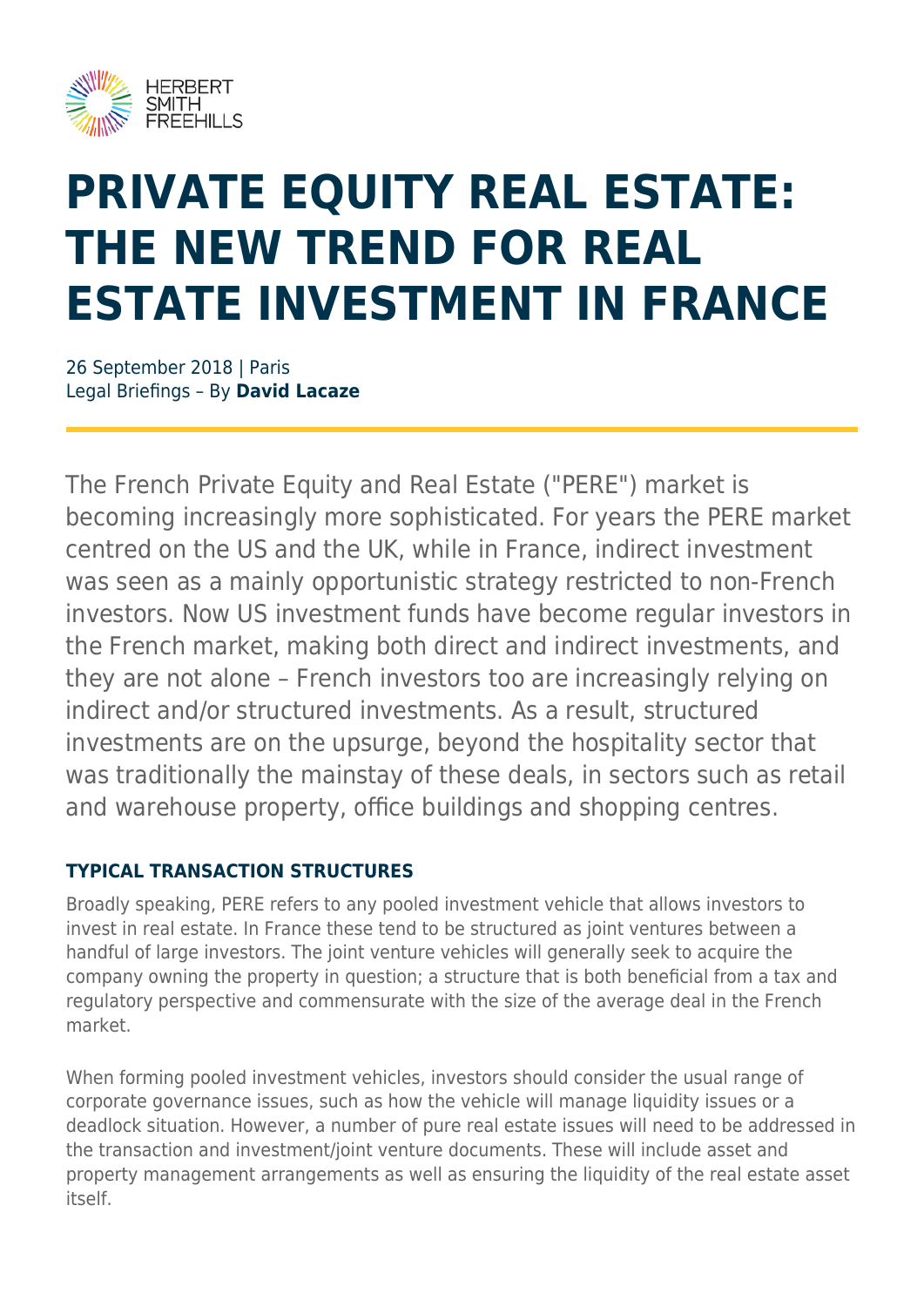# PRIVATE EQUITY REAL ESTATE: THE NEW TREND FOR REAL ESTATE INVESTMENT IN FRANCE

26 September 2018 | Paris
Legal Briefings – By **David Lacaze**

The French Private Equity and Real Estate ("PERE") market is becoming increasingly more sophisticated. For years the PERE market centred on the US and the UK, while in France, indirect investment was seen as a mainly opportunistic strategy restricted to non-French investors. Now US investment funds have become regular investors in the French market, making both direct and indirect investments, and they are not alone – French investors too are increasingly relying on indirect and/or structured investments. As a result, structured investments are on the upsurge, beyond the hospitality sector that was traditionally the mainstay of these deals, in sectors such as retail and warehouse property, office buildings and shopping centres.

## TYPICAL TRANSACTION STRUCTURES

Broadly speaking, PERE refers to any pooled investment vehicle that allows investors to invest in real estate. In France these tend to be structured as joint ventures between a handful of large investors. The joint venture vehicles will generally seek to acquire the company owning the property in question; a structure that is both beneficial from a tax and regulatory perspective and commensurate with the size of the average deal in the French market.

When forming pooled investment vehicles, investors should consider the usual range of corporate governance issues, such as how the vehicle will manage liquidity issues or a deadlock situation. However, a number of pure real estate issues will need to be addressed in the transaction and investment/joint venture documents. These will include asset and property management arrangements as well as ensuring the liquidity of the real estate asset itself.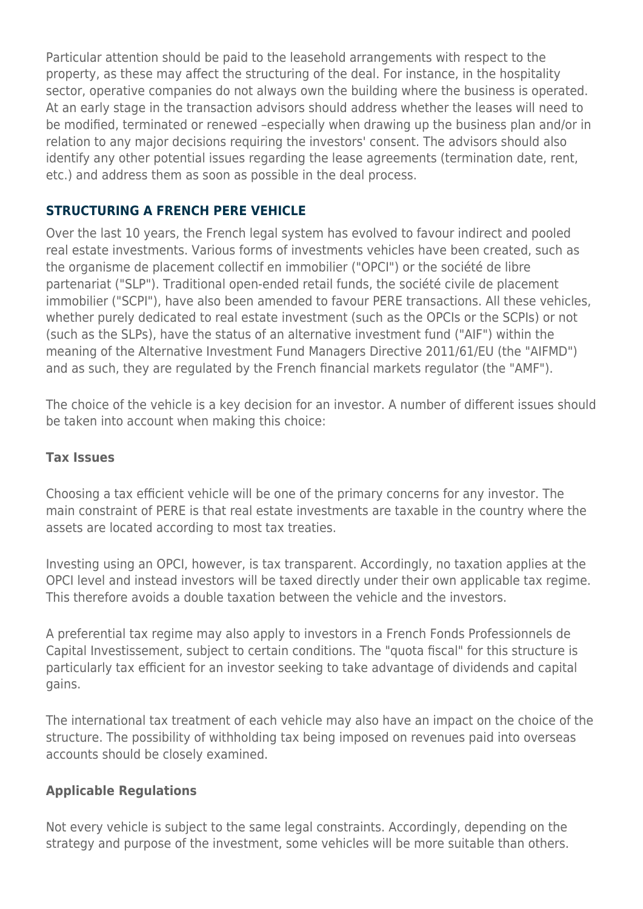Particular attention should be paid to the leasehold arrangements with respect to the property, as these may affect the structuring of the deal. For instance, in the hospitality sector, operative companies do not always own the building where the business is operated. At an early stage in the transaction advisors should address whether the leases will need to be modified, terminated or renewed –especially when drawing up the business plan and/or in relation to any major decisions requiring the investors' consent. The advisors should also identify any other potential issues regarding the lease agreements (termination date, rent, etc.) and address them as soon as possible in the deal process.

## STRUCTURING A FRENCH PERE VEHICLE

Over the last 10 years, the French legal system has evolved to favour indirect and pooled real estate investments. Various forms of investments vehicles have been created, such as the organisme de placement collectif en immobilier ("OPCI") or the société de libre partenariat ("SLP"). Traditional open-ended retail funds, the société civile de placement immobilier ("SCPI"), have also been amended to favour PERE transactions. All these vehicles, whether purely dedicated to real estate investment (such as the OPCIs or the SCPIs) or not (such as the SLPs), have the status of an alternative investment fund ("AIF") within the meaning of the Alternative Investment Fund Managers Directive 2011/61/EU (the "AIFMD") and as such, they are regulated by the French financial markets regulator (the "AMF").

The choice of the vehicle is a key decision for an investor. A number of different issues should be taken into account when making this choice:

### Tax Issues

Choosing a tax efficient vehicle will be one of the primary concerns for any investor. The main constraint of PERE is that real estate investments are taxable in the country where the assets are located according to most tax treaties.

Investing using an OPCI, however, is tax transparent. Accordingly, no taxation applies at the OPCI level and instead investors will be taxed directly under their own applicable tax regime. This therefore avoids a double taxation between the vehicle and the investors.

A preferential tax regime may also apply to investors in a French Fonds Professionnels de Capital Investissement, subject to certain conditions. The "quota fiscal" for this structure is particularly tax efficient for an investor seeking to take advantage of dividends and capital gains.

The international tax treatment of each vehicle may also have an impact on the choice of the structure. The possibility of withholding tax being imposed on revenues paid into overseas accounts should be closely examined.

### Applicable Regulations

Not every vehicle is subject to the same legal constraints. Accordingly, depending on the strategy and purpose of the investment, some vehicles will be more suitable than others.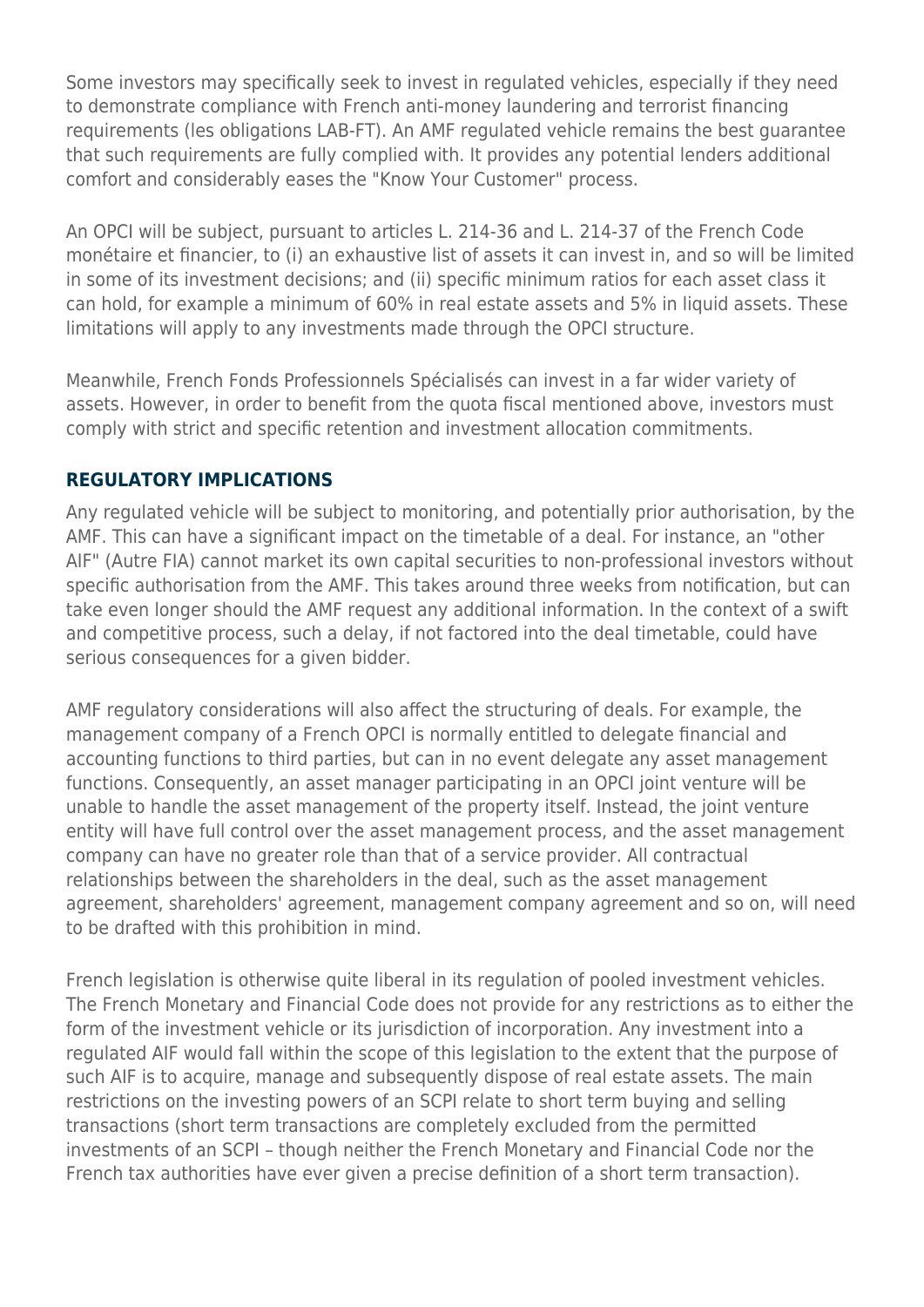Some investors may specifically seek to invest in regulated vehicles, especially if they need to demonstrate compliance with French anti-money laundering and terrorist financing requirements (les obligations LAB-FT). An AMF regulated vehicle remains the best guarantee that such requirements are fully complied with. It provides any potential lenders additional comfort and considerably eases the "Know Your Customer" process.

An OPCI will be subject, pursuant to articles L. 214-36 and L. 214-37 of the French Code monétaire et financier, to (i) an exhaustive list of assets it can invest in, and so will be limited in some of its investment decisions; and (ii) specific minimum ratios for each asset class it can hold, for example a minimum of 60% in real estate assets and 5% in liquid assets. These limitations will apply to any investments made through the OPCI structure.

Meanwhile, French Fonds Professionnels Spécialisés can invest in a far wider variety of assets. However, in order to benefit from the quota fiscal mentioned above, investors must comply with strict and specific retention and investment allocation commitments.

## REGULATORY IMPLICATIONS

Any regulated vehicle will be subject to monitoring, and potentially prior authorisation, by the AMF. This can have a significant impact on the timetable of a deal. For instance, an "other AIF" (Autre FIA) cannot market its own capital securities to non-professional investors without specific authorisation from the AMF. This takes around three weeks from notification, but can take even longer should the AMF request any additional information. In the context of a swift and competitive process, such a delay, if not factored into the deal timetable, could have serious consequences for a given bidder.

AMF regulatory considerations will also affect the structuring of deals. For example, the management company of a French OPCI is normally entitled to delegate financial and accounting functions to third parties, but can in no event delegate any asset management functions. Consequently, an asset manager participating in an OPCI joint venture will be unable to handle the asset management of the property itself. Instead, the joint venture entity will have full control over the asset management process, and the asset management company can have no greater role than that of a service provider. All contractual relationships between the shareholders in the deal, such as the asset management agreement, shareholders' agreement, management company agreement and so on, will need to be drafted with this prohibition in mind.

French legislation is otherwise quite liberal in its regulation of pooled investment vehicles. The French Monetary and Financial Code does not provide for any restrictions as to either the form of the investment vehicle or its jurisdiction of incorporation. Any investment into a regulated AIF would fall within the scope of this legislation to the extent that the purpose of such AIF is to acquire, manage and subsequently dispose of real estate assets. The main restrictions on the investing powers of an SCPI relate to short term buying and selling transactions (short term transactions are completely excluded from the permitted investments of an SCPI – though neither the French Monetary and Financial Code nor the French tax authorities have ever given a precise definition of a short term transaction).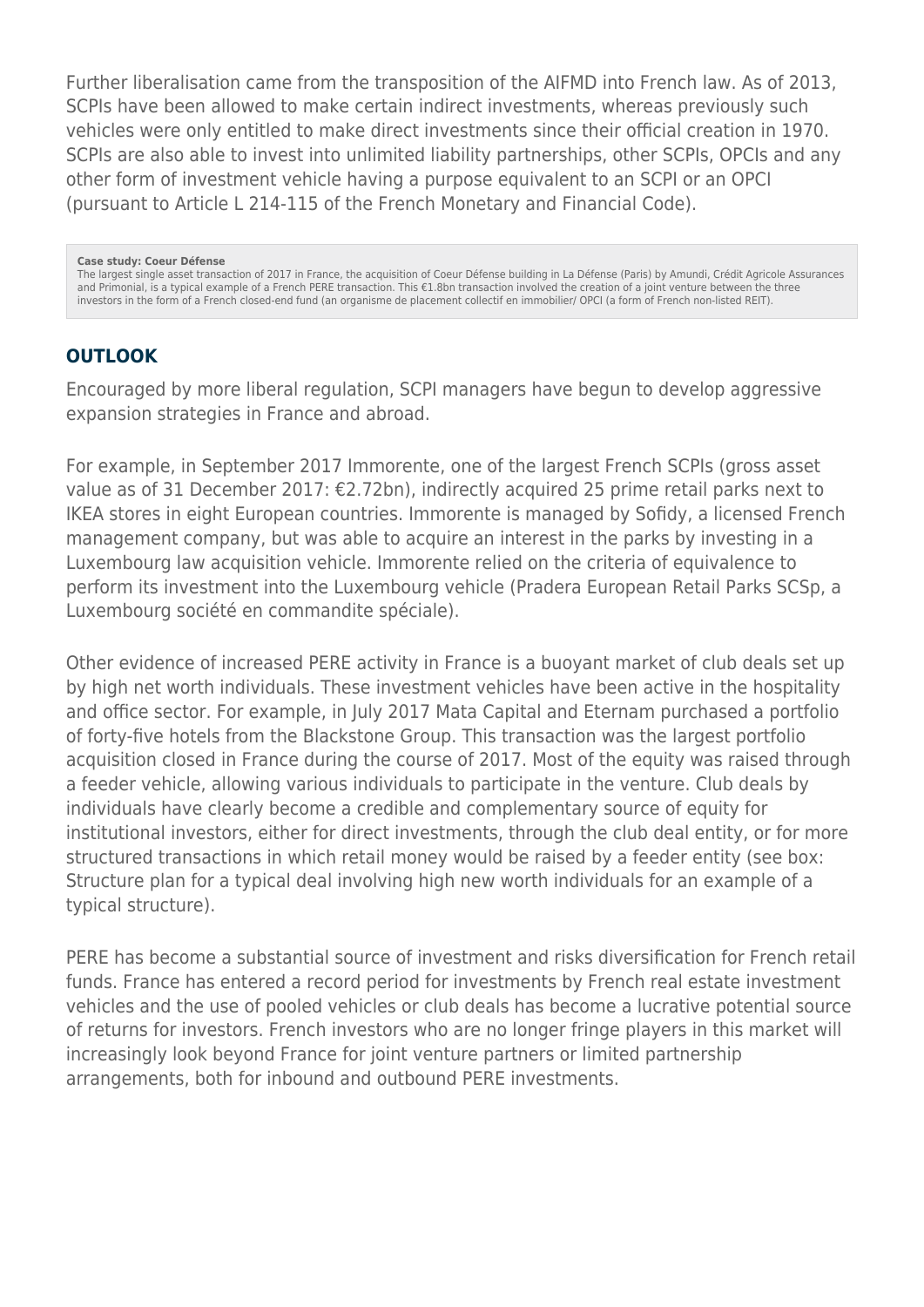Further liberalisation came from the transposition of the AIFMD into French law. As of 2013, SCPIs have been allowed to make certain indirect investments, whereas previously such vehicles were only entitled to make direct investments since their official creation in 1970. SCPIs are also able to invest into unlimited liability partnerships, other SCPIs, OPCIs and any other form of investment vehicle having a purpose equivalent to an SCPI or an OPCI (pursuant to Article L 214-115 of the French Monetary and Financial Code).

> **Case study: Coeur Défense**
> The largest single asset transaction of 2017 in France, the acquisition of Coeur Défense building in La Défense (Paris) by Amundi, Crédit Agricole Assurances and Primonial, is a typical example of a French PERE transaction. This €1.8bn transaction involved the creation of a joint venture between the three investors in the form of a French closed-end fund (an organisme de placement collectif en immobilier/ OPCI (a form of French non-listed REIT).

## OUTLOOK

Encouraged by more liberal regulation, SCPI managers have begun to develop aggressive expansion strategies in France and abroad.

For example, in September 2017 Immorente, one of the largest French SCPIs (gross asset value as of 31 December 2017: €2.72bn), indirectly acquired 25 prime retail parks next to IKEA stores in eight European countries. Immorente is managed by Sofidy, a licensed French management company, but was able to acquire an interest in the parks by investing in a Luxembourg law acquisition vehicle. Immorente relied on the criteria of equivalence to perform its investment into the Luxembourg vehicle (Pradera European Retail Parks SCSp, a Luxembourg société en commandite spéciale).

Other evidence of increased PERE activity in France is a buoyant market of club deals set up by high net worth individuals. These investment vehicles have been active in the hospitality and office sector. For example, in July 2017 Mata Capital and Eternam purchased a portfolio of forty-five hotels from the Blackstone Group. This transaction was the largest portfolio acquisition closed in France during the course of 2017. Most of the equity was raised through a feeder vehicle, allowing various individuals to participate in the venture. Club deals by individuals have clearly become a credible and complementary source of equity for institutional investors, either for direct investments, through the club deal entity, or for more structured transactions in which retail money would be raised by a feeder entity (see box: Structure plan for a typical deal involving high new worth individuals for an example of a typical structure).

PERE has become a substantial source of investment and risks diversification for French retail funds. France has entered a record period for investments by French real estate investment vehicles and the use of pooled vehicles or club deals has become a lucrative potential source of returns for investors. French investors who are no longer fringe players in this market will increasingly look beyond France for joint venture partners or limited partnership arrangements, both for inbound and outbound PERE investments.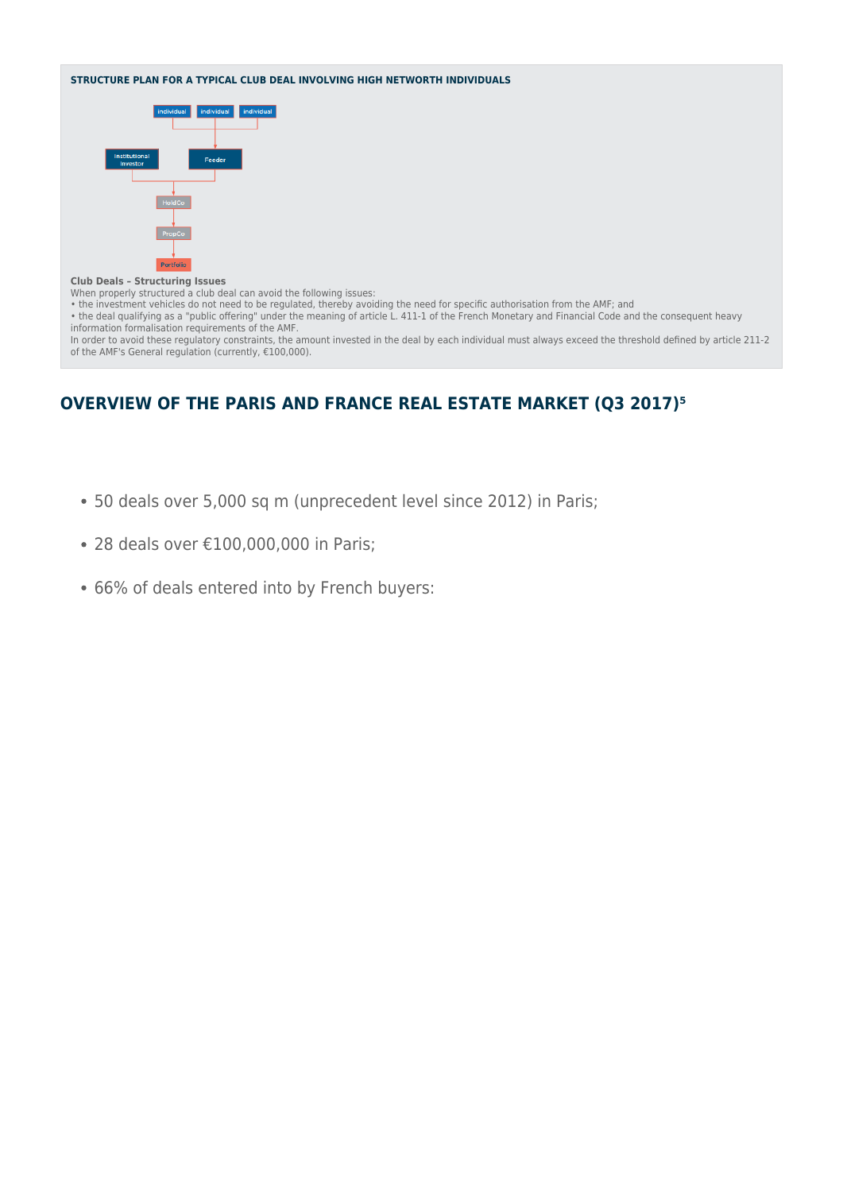**STRUCTURE PLAN FOR A TYPICAL CLUB DEAL INVOLVING HIGH NETWORTH INDIVIDUALS**

individual individual individual

Institutional investor Feeder

HoldCo

PropCo

Portfolio

**Club Deals – Structuring Issues**

When properly structured a club deal can avoid the following issues:

- the investment vehicles do not need to be regulated, thereby avoiding the need for specific authorisation from the AMF; and
- the deal qualifying as a "public offering" under the meaning of article L. 411-1 of the French Monetary and Financial Code and the consequent heavy information formalisation requirements of the AMF.

In order to avoid these regulatory constraints, the amount invested in the deal by each individual must always exceed the threshold defined by article 211-2 of the AMF's General regulation (currently, €100,000).

## OVERVIEW OF THE PARIS AND FRANCE REAL ESTATE MARKET (Q3 2017)[5]

- 50 deals over 5,000 sq m (unprecedent level since 2012) in Paris;
- 28 deals over €100,000,000 in Paris;
- 66% of deals entered into by French buyers: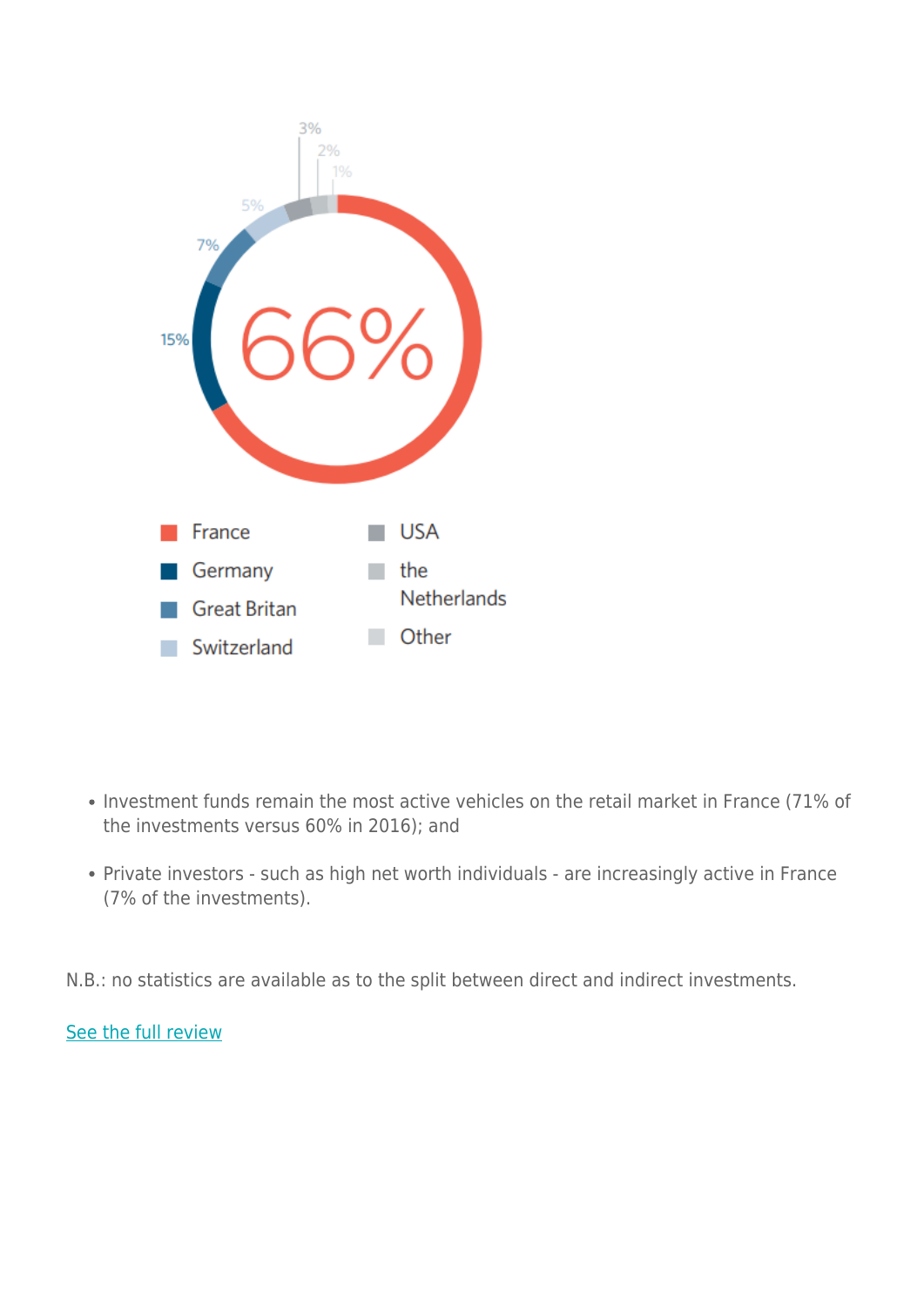66%

15%

7%

5%

3%

2%

1%

- France
- Germany
- Great Britan
- Switzerland
- USA
- the Netherlands
- Other

- Investment funds remain the most active vehicles on the retail market in France (71% of the investments versus 60% in 2016); and
- Private investors - such as high net worth individuals - are increasingly active in France (7% of the investments).

N.B.: no statistics are available as to the split between direct and indirect investments.

See the full review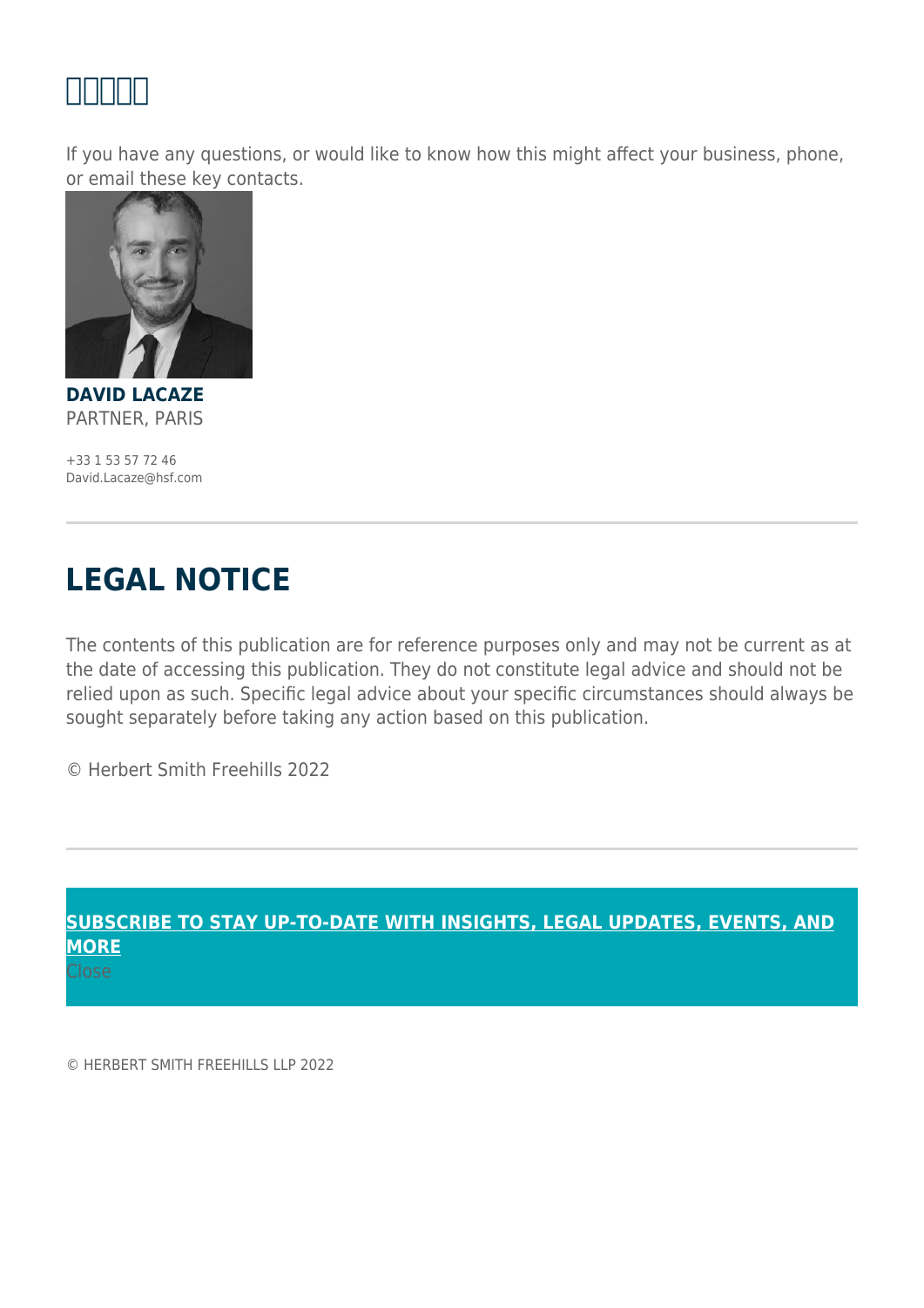# □□□□□

If you have any questions, or would like to know how this might affect your business, phone, or email these key contacts.

**DAVID LACAZE**
PARTNER, PARIS

+33 1 53 57 72 46
David.Lacaze@hsf.com

---

## LEGAL NOTICE

The contents of this publication are for reference purposes only and may not be current as at the date of accessing this publication. They do not constitute legal advice and should not be relied upon as such. Specific legal advice about your specific circumstances should always be sought separately before taking any action based on this publication.

© Herbert Smith Freehills 2022

---

**SUBSCRIBE TO STAY UP-TO-DATE WITH INSIGHTS, LEGAL UPDATES, EVENTS, AND MORE**

Close

© HERBERT SMITH FREEHILLS LLP 2022